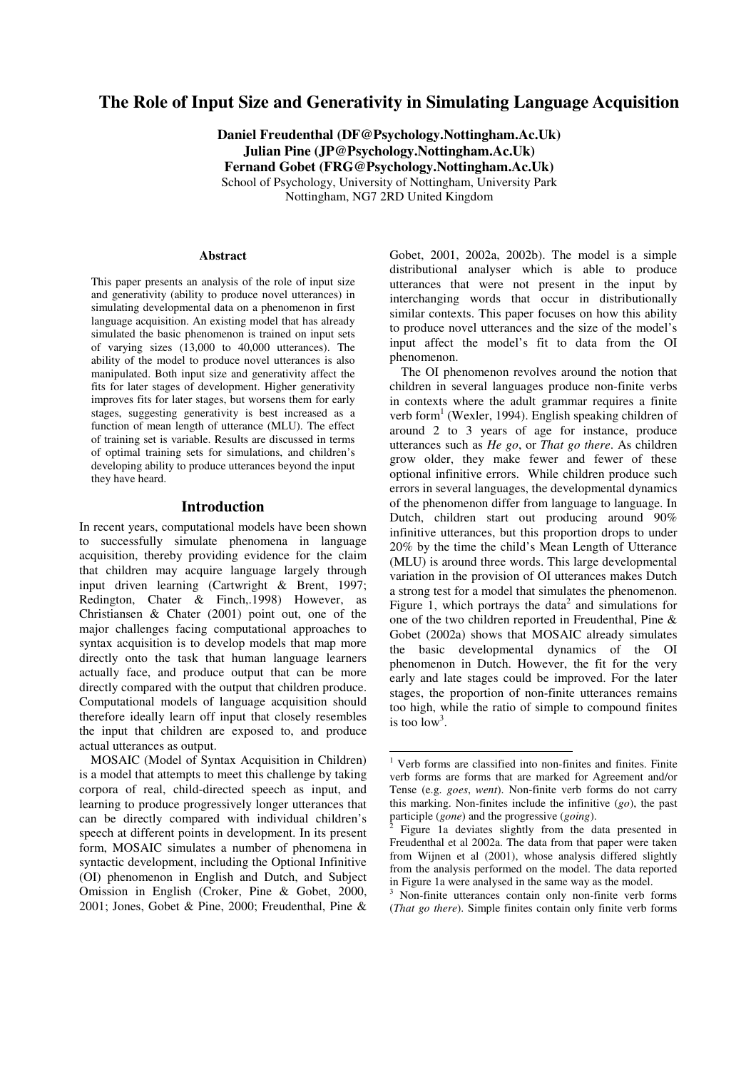# The Role of Input Size and Generativity in Simulating Language Acquisition

**Daniel Freudenthal (DF@Psychology.Nottingham.Ac.Uk)**
**Julian Pine (JP@Psychology.Nottingham.Ac.Uk)**
**Fernand Gobet (FRG@Psychology.Nottingham.Ac.Uk)**
School of Psychology, University of Nottingham, University Park
Nottingham, NG7 2RD United Kingdom

### Abstract

This paper presents an analysis of the role of input size and generativity (ability to produce novel utterances) in simulating developmental data on a phenomenon in first language acquisition. An existing model that has already simulated the basic phenomenon is trained on input sets of varying sizes (13,000 to 40,000 utterances). The ability of the model to produce novel utterances is also manipulated. Both input size and generativity affect the fits for later stages of development. Higher generativity improves fits for later stages, but worsens them for early stages, suggesting generativity is best increased as a function of mean length of utterance (MLU). The effect of training set is variable. Results are discussed in terms of optimal training sets for simulations, and children's developing ability to produce utterances beyond the input they have heard.

## Introduction

In recent years, computational models have been shown to successfully simulate phenomena in language acquisition, thereby providing evidence for the claim that children may acquire language largely through input driven learning (Cartwright & Brent, 1997; Redington, Chater & Finch,.1998) However, as Christiansen & Chater (2001) point out, one of the major challenges facing computational approaches to syntax acquisition is to develop models that map more directly onto the task that human language learners actually face, and produce output that can be more directly compared with the output that children produce. Computational models of language acquisition should therefore ideally learn off input that closely resembles the input that children are exposed to, and produce actual utterances as output.

MOSAIC (Model of Syntax Acquisition in Children) is a model that attempts to meet this challenge by taking corpora of real, child-directed speech as input, and learning to produce progressively longer utterances that can be directly compared with individual children's speech at different points in development. In its present form, MOSAIC simulates a number of phenomena in syntactic development, including the Optional Infinitive (OI) phenomenon in English and Dutch, and Subject Omission in English (Croker, Pine & Gobet, 2000, 2001; Jones, Gobet & Pine, 2000; Freudenthal, Pine & Gobet, 2001, 2002a, 2002b). The model is a simple distributional analyser which is able to produce utterances that were not present in the input by interchanging words that occur in distributionally similar contexts. This paper focuses on how this ability to produce novel utterances and the size of the model's input affect the model's fit to data from the OI phenomenon.

The OI phenomenon revolves around the notion that children in several languages produce non-finite verbs in contexts where the adult grammar requires a finite verb form[1] (Wexler, 1994). English speaking children of around 2 to 3 years of age for instance, produce utterances such as *He go*, or *That go there*. As children grow older, they make fewer and fewer of these optional infinitive errors. While children produce such errors in several languages, the developmental dynamics of the phenomenon differ from language to language. In Dutch, children start out producing around 90% infinitive utterances, but this proportion drops to under 20% by the time the child's Mean Length of Utterance (MLU) is around three words. This large developmental variation in the provision of OI utterances makes Dutch a strong test for a model that simulates the phenomenon. Figure 1, which portrays the data[2] and simulations for one of the two children reported in Freudenthal, Pine & Gobet (2002a) shows that MOSAIC already simulates the basic developmental dynamics of the OI phenomenon in Dutch. However, the fit for the very early and late stages could be improved. For the later stages, the proportion of non-finite utterances remains too high, while the ratio of simple to compound finites is too low[3].

---

[1] Verb forms are classified into non-finites and finites. Finite verb forms are forms that are marked for Agreement and/or Tense (e.g. *goes*, *went*). Non-finite verb forms do not carry this marking. Non-finites include the infinitive (*go*), the past participle (*gone*) and the progressive (*going*).

[2] Figure 1a deviates slightly from the data presented in Freudenthal et al 2002a. The data from that paper were taken from Wijnen et al (2001), whose analysis differed slightly from the analysis performed on the model. The data reported in Figure 1a were analysed in the same way as the model.

[3] Non-finite utterances contain only non-finite verb forms (*That go there*). Simple finites contain only finite verb forms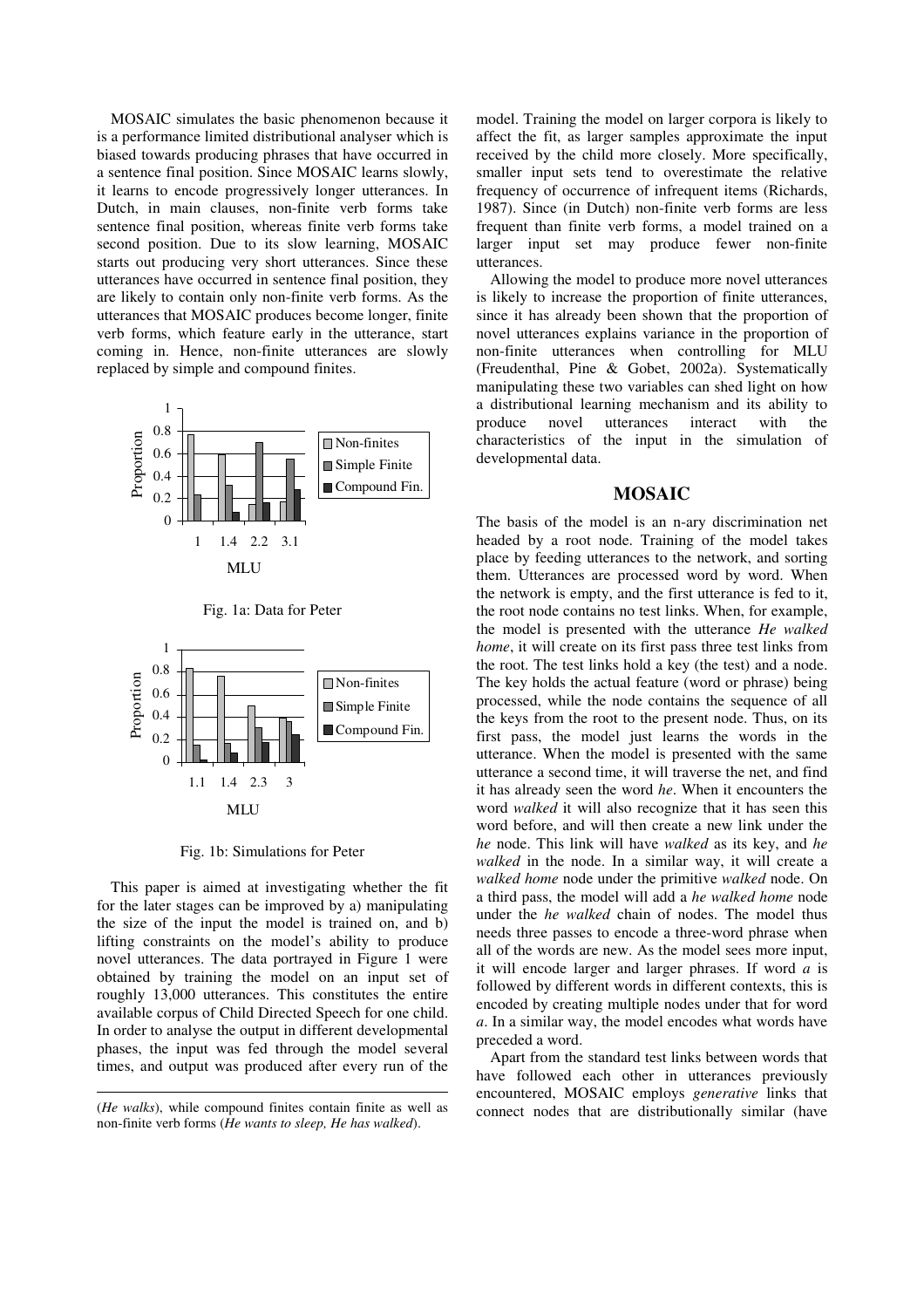MOSAIC simulates the basic phenomenon because it is a performance limited distributional analyser which is biased towards producing phrases that have occurred in a sentence final position. Since MOSAIC learns slowly, it learns to encode progressively longer utterances. In Dutch, in main clauses, non-finite verb forms take sentence final position, whereas finite verb forms take second position. Due to its slow learning, MOSAIC starts out producing very short utterances. Since these utterances have occurred in sentence final position, they are likely to contain only non-finite verb forms. As the utterances that MOSAIC produces become longer, finite verb forms, which feature early in the utterance, start coming in. Hence, non-finite utterances are slowly replaced by simple and compound finites.

Fig. 1a: Data for Peter

Fig. 1b: Simulations for Peter

This paper is aimed at investigating whether the fit for the later stages can be improved by a) manipulating the size of the input the model is trained on, and b) lifting constraints on the model's ability to produce novel utterances. The data portrayed in Figure 1 were obtained by training the model on an input set of roughly 13,000 utterances. This constitutes the entire available corpus of Child Directed Speech for one child. In order to analyse the output in different developmental phases, the input was fed through the model several times, and output was produced after every run of the model. Training the model on larger corpora is likely to affect the fit, as larger samples approximate the input received by the child more closely. More specifically, smaller input sets tend to overestimate the relative frequency of occurrence of infrequent items (Richards, 1987). Since (in Dutch) non-finite verb forms are less frequent than finite verb forms, a model trained on a larger input set may produce fewer non-finite utterances.

Allowing the model to produce more novel utterances is likely to increase the proportion of finite utterances, since it has already been shown that the proportion of novel utterances explains variance in the proportion of non-finite utterances when controlling for MLU (Freudenthal, Pine & Gobet, 2002a). Systematically manipulating these two variables can shed light on how a distributional learning mechanism and its ability to produce novel utterances interact with the characteristics of the input in the simulation of developmental data.

(*He walks*), while compound finites contain finite as well as non-finite verb forms (*He wants to sleep, He has walked*).

## MOSAIC

The basis of the model is an n-ary discrimination net headed by a root node. Training of the model takes place by feeding utterances to the network, and sorting them. Utterances are processed word by word. When the network is empty, and the first utterance is fed to it, the root node contains no test links. When, for example, the model is presented with the utterance *He walked home*, it will create on its first pass three test links from the root. The test links hold a key (the test) and a node. The key holds the actual feature (word or phrase) being processed, while the node contains the sequence of all the keys from the root to the present node. Thus, on its first pass, the model just learns the words in the utterance. When the model is presented with the same utterance a second time, it will traverse the net, and find it has already seen the word *he*. When it encounters the word *walked* it will also recognize that it has seen this word before, and will then create a new link under the *he* node. This link will have *walked* as its key, and *he walked* in the node. In a similar way, it will create a *walked home* node under the primitive *walked* node. On a third pass, the model will add a *he walked home* node under the *he walked* chain of nodes. The model thus needs three passes to encode a three-word phrase when all of the words are new. As the model sees more input, it will encode larger and larger phrases. If word *a* is followed by different words in different contexts, this is encoded by creating multiple nodes under that for word *a*. In a similar way, the model encodes what words have preceded a word.

Apart from the standard test links between words that have followed each other in utterances previously encountered, MOSAIC employs *generative* links that connect nodes that are distributionally similar (have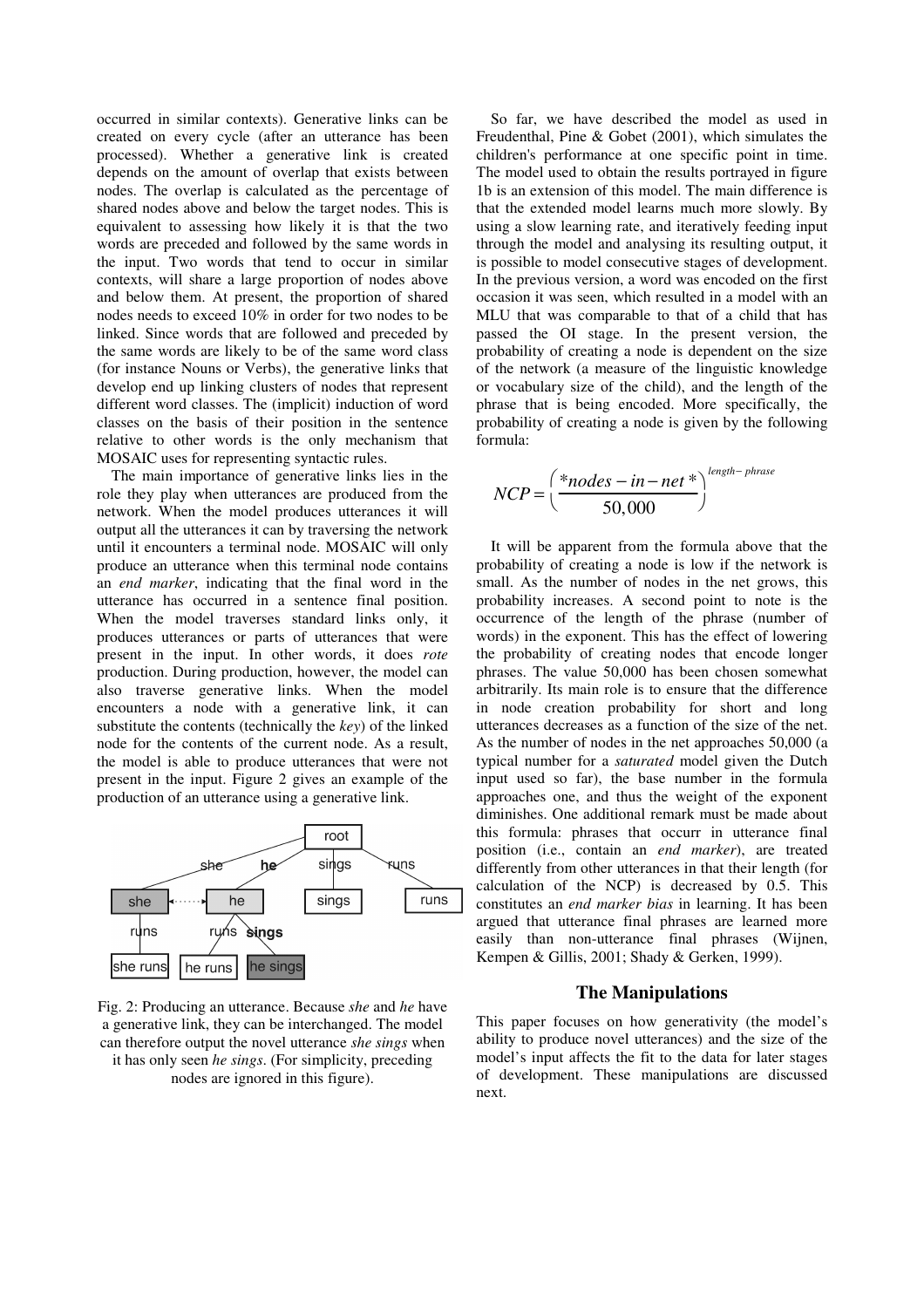occurred in similar contexts). Generative links can be created on every cycle (after an utterance has been processed). Whether a generative link is created depends on the amount of overlap that exists between nodes. The overlap is calculated as the percentage of shared nodes above and below the target nodes. This is equivalent to assessing how likely it is that the two words are preceded and followed by the same words in the input. Two words that tend to occur in similar contexts, will share a large proportion of nodes above and below them. At present, the proportion of shared nodes needs to exceed 10% in order for two nodes to be linked. Since words that are followed and preceded by the same words are likely to be of the same word class (for instance Nouns or Verbs), the generative links that develop end up linking clusters of nodes that represent different word classes. The (implicit) induction of word classes on the basis of their position in the sentence relative to other words is the only mechanism that MOSAIC uses for representing syntactic rules.

The main importance of generative links lies in the role they play when utterances are produced from the network. When the model produces utterances it will output all the utterances it can by traversing the network until it encounters a terminal node. MOSAIC will only produce an utterance when this terminal node contains an *end marker*, indicating that the final word in the utterance has occurred in a sentence final position. When the model traverses standard links only, it produces utterances or parts of utterances that were present in the input. In other words, it does *rote* production. During production, however, the model can also traverse generative links. When the model encounters a node with a generative link, it can substitute the contents (technically the *key*) of the linked node for the contents of the current node. As a result, the model is able to produce utterances that were not present in the input. Figure 2 gives an example of the production of an utterance using a generative link.

Fig. 2: Producing an utterance. Because *she* and *he* have a generative link, they can be interchanged. The model can therefore output the novel utterance *she sings* when it has only seen *he sings*. (For simplicity, preceding nodes are ignored in this figure).

So far, we have described the model as used in Freudenthal, Pine & Gobet (2001), which simulates the children's performance at one specific point in time. The model used to obtain the results portrayed in figure 1b is an extension of this model. The main difference is that the extended model learns much more slowly. By using a slow learning rate, and iteratively feeding input through the model and analysing its resulting output, it is possible to model consecutive stages of development. In the previous version, a word was encoded on the first occasion it was seen, which resulted in a model with an MLU that was comparable to that of a child that has passed the OI stage. In the present version, the probability of creating a node is dependent on the size of the network (a measure of the linguistic knowledge or vocabulary size of the child), and the length of the phrase that is being encoded. More specifically, the probability of creating a node is given by the following formula:

$$NCP = \left(\frac{*nodes-in-net*}{50{,}000}\right)^{length-phrase}$$

It will be apparent from the formula above that the probability of creating a node is low if the network is small. As the number of nodes in the net grows, this probability increases. A second point to note is the occurrence of the length of the phrase (number of words) in the exponent. This has the effect of lowering the probability of creating nodes that encode longer phrases. The value 50,000 has been chosen somewhat arbitrarily. Its main role is to ensure that the difference in node creation probability for short and long utterances decreases as a function of the size of the net. As the number of nodes in the net approaches 50,000 (a typical number for a *saturated* model given the Dutch input used so far), the base number in the formula approaches one, and thus the weight of the exponent diminishes. One additional remark must be made about this formula: phrases that occurr in utterance final position (i.e., contain an *end marker*), are treated differently from other utterances in that their length (for calculation of the NCP) is decreased by 0.5. This constitutes an *end marker bias* in learning. It has been argued that utterance final phrases are learned more easily than non-utterance final phrases (Wijnen, Kempen & Gillis, 2001; Shady & Gerken, 1999).

## The Manipulations

This paper focuses on how generativity (the model's ability to produce novel utterances) and the size of the model's input affects the fit to the data for later stages of development. These manipulations are discussed next.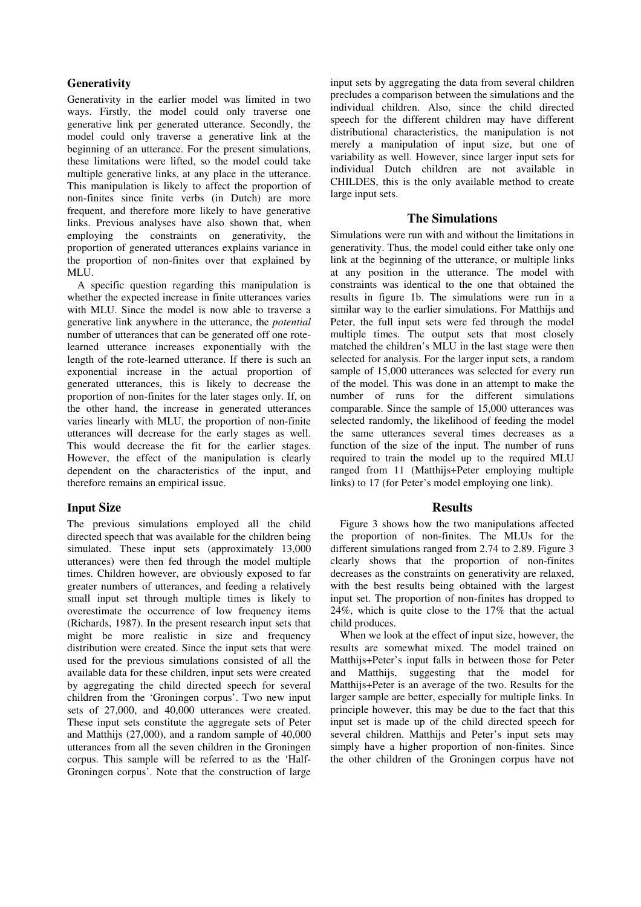## Generativity

Generativity in the earlier model was limited in two ways. Firstly, the model could only traverse one generative link per generated utterance. Secondly, the model could only traverse a generative link at the beginning of an utterance. For the present simulations, these limitations were lifted, so the model could take multiple generative links, at any place in the utterance. This manipulation is likely to affect the proportion of non-finites since finite verbs (in Dutch) are more frequent, and therefore more likely to have generative links. Previous analyses have also shown that, when employing the constraints on generativity, the proportion of generated utterances explains variance in the proportion of non-finites over that explained by MLU.

A specific question regarding this manipulation is whether the expected increase in finite utterances varies with MLU. Since the model is now able to traverse a generative link anywhere in the utterance, the *potential* number of utterances that can be generated off one rote-learned utterance increases exponentially with the length of the rote-learned utterance. If there is such an exponential increase in the actual proportion of generated utterances, this is likely to decrease the proportion of non-finites for the later stages only. If, on the other hand, the increase in generated utterances varies linearly with MLU, the proportion of non-finite utterances will decrease for the early stages as well. This would decrease the fit for the earlier stages. However, the effect of the manipulation is clearly dependent on the characteristics of the input, and therefore remains an empirical issue.

## Input Size

The previous simulations employed all the child directed speech that was available for the children being simulated. These input sets (approximately 13,000 utterances) were then fed through the model multiple times. Children however, are obviously exposed to far greater numbers of utterances, and feeding a relatively small input set through multiple times is likely to overestimate the occurrence of low frequency items (Richards, 1987). In the present research input sets that might be more realistic in size and frequency distribution were created. Since the input sets that were used for the previous simulations consisted of all the available data for these children, input sets were created by aggregating the child directed speech for several children from the 'Groningen corpus'. Two new input sets of 27,000, and 40,000 utterances were created. These input sets constitute the aggregate sets of Peter and Matthijs (27,000), and a random sample of 40,000 utterances from all the seven children in the Groningen corpus. This sample will be referred to as the 'Half-Groningen corpus'. Note that the construction of large input sets by aggregating the data from several children precludes a comparison between the simulations and the individual children. Also, since the child directed speech for the different children may have different distributional characteristics, the manipulation is not merely a manipulation of input size, but one of variability as well. However, since larger input sets for individual Dutch children are not available in CHILDES, this is the only available method to create large input sets.

## The Simulations

Simulations were run with and without the limitations in generativity. Thus, the model could either take only one link at the beginning of the utterance, or multiple links at any position in the utterance. The model with constraints was identical to the one that obtained the results in figure 1b. The simulations were run in a similar way to the earlier simulations. For Matthijs and Peter, the full input sets were fed through the model multiple times. The output sets that most closely matched the children's MLU in the last stage were then selected for analysis. For the larger input sets, a random sample of 15,000 utterances was selected for every run of the model. This was done in an attempt to make the number of runs for the different simulations comparable. Since the sample of 15,000 utterances was selected randomly, the likelihood of feeding the model the same utterances several times decreases as a function of the size of the input. The number of runs required to train the model up to the required MLU ranged from 11 (Matthijs+Peter employing multiple links) to 17 (for Peter's model employing one link).

## Results

Figure 3 shows how the two manipulations affected the proportion of non-finites. The MLUs for the different simulations ranged from 2.74 to 2.89. Figure 3 clearly shows that the proportion of non-finites decreases as the constraints on generativity are relaxed, with the best results being obtained with the largest input set. The proportion of non-finites has dropped to 24%, which is quite close to the 17% that the actual child produces.

When we look at the effect of input size, however, the results are somewhat mixed. The model trained on Matthijs+Peter's input falls in between those for Peter and Matthijs, suggesting that the model for Matthijs+Peter is an average of the two. Results for the larger sample are better, especially for multiple links. In principle however, this may be due to the fact that this input set is made up of the child directed speech for several children. Matthijs and Peter's input sets may simply have a higher proportion of non-finites. Since the other children of the Groningen corpus have not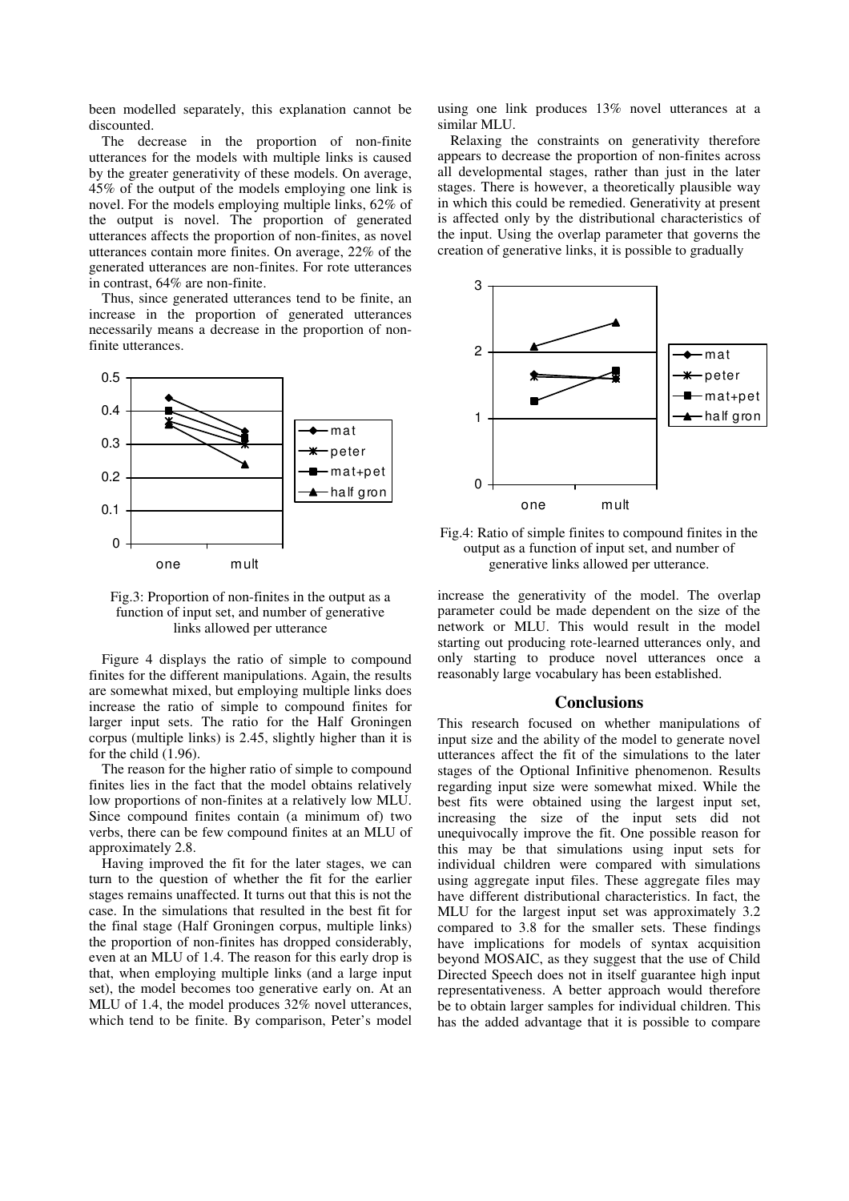been modelled separately, this explanation cannot be discounted.

The decrease in the proportion of non-finite utterances for the models with multiple links is caused by the greater generativity of these models. On average, 45% of the output of the models employing one link is novel. For the models employing multiple links, 62% of the output is novel. The proportion of generated utterances affects the proportion of non-finites, as novel utterances contain more finites. On average, 22% of the generated utterances are non-finites. For rote utterances in contrast, 64% are non-finite.

Thus, since generated utterances tend to be finite, an increase in the proportion of generated utterances necessarily means a decrease in the proportion of non-finite utterances.

Fig.3: Proportion of non-finites in the output as a function of input set, and number of generative links allowed per utterance

Figure 4 displays the ratio of simple to compound finites for the different manipulations. Again, the results are somewhat mixed, but employing multiple links does increase the ratio of simple to compound finites for larger input sets. The ratio for the Half Groningen corpus (multiple links) is 2.45, slightly higher than it is for the child (1.96).

The reason for the higher ratio of simple to compound finites lies in the fact that the model obtains relatively low proportions of non-finites at a relatively low MLU. Since compound finites contain (a minimum of) two verbs, there can be few compound finites at an MLU of approximately 2.8.

Having improved the fit for the later stages, we can turn to the question of whether the fit for the earlier stages remains unaffected. It turns out that this is not the case. In the simulations that resulted in the best fit for the final stage (Half Groningen corpus, multiple links) the proportion of non-finites has dropped considerably, even at an MLU of 1.4. The reason for this early drop is that, when employing multiple links (and a large input set), the model becomes too generative early on. At an MLU of 1.4, the model produces 32% novel utterances, which tend to be finite. By comparison, Peter's model using one link produces 13% novel utterances at a similar MLU.

Relaxing the constraints on generativity therefore appears to decrease the proportion of non-finites across all developmental stages, rather than just in the later stages. There is however, a theoretically plausible way in which this could be remedied. Generativity at present is affected only by the distributional characteristics of the input. Using the overlap parameter that governs the creation of generative links, it is possible to gradually increase the generativity of the model. The overlap parameter could be made dependent on the size of the network or MLU. This would result in the model starting out producing rote-learned utterances only, and only starting to produce novel utterances once a reasonably large vocabulary has been established.

Fig.4: Ratio of simple finites to compound finites in the output as a function of input set, and number of generative links allowed per utterance.

## Conclusions

This research focused on whether manipulations of input size and the ability of the model to generate novel utterances affect the fit of the simulations to the later stages of the Optional Infinitive phenomenon. Results regarding input size were somewhat mixed. While the best fits were obtained using the largest input set, increasing the size of the input sets did not unequivocally improve the fit. One possible reason for this may be that simulations using input sets for individual children were compared with simulations using aggregate input files. These aggregate files may have different distributional characteristics. In fact, the MLU for the largest input set was approximately 3.2 compared to 3.8 for the smaller sets. These findings have implications for models of syntax acquisition beyond MOSAIC, as they suggest that the use of Child Directed Speech does not in itself guarantee high input representativeness. A better approach would therefore be to obtain larger samples for individual children. This has the added advantage that it is possible to compare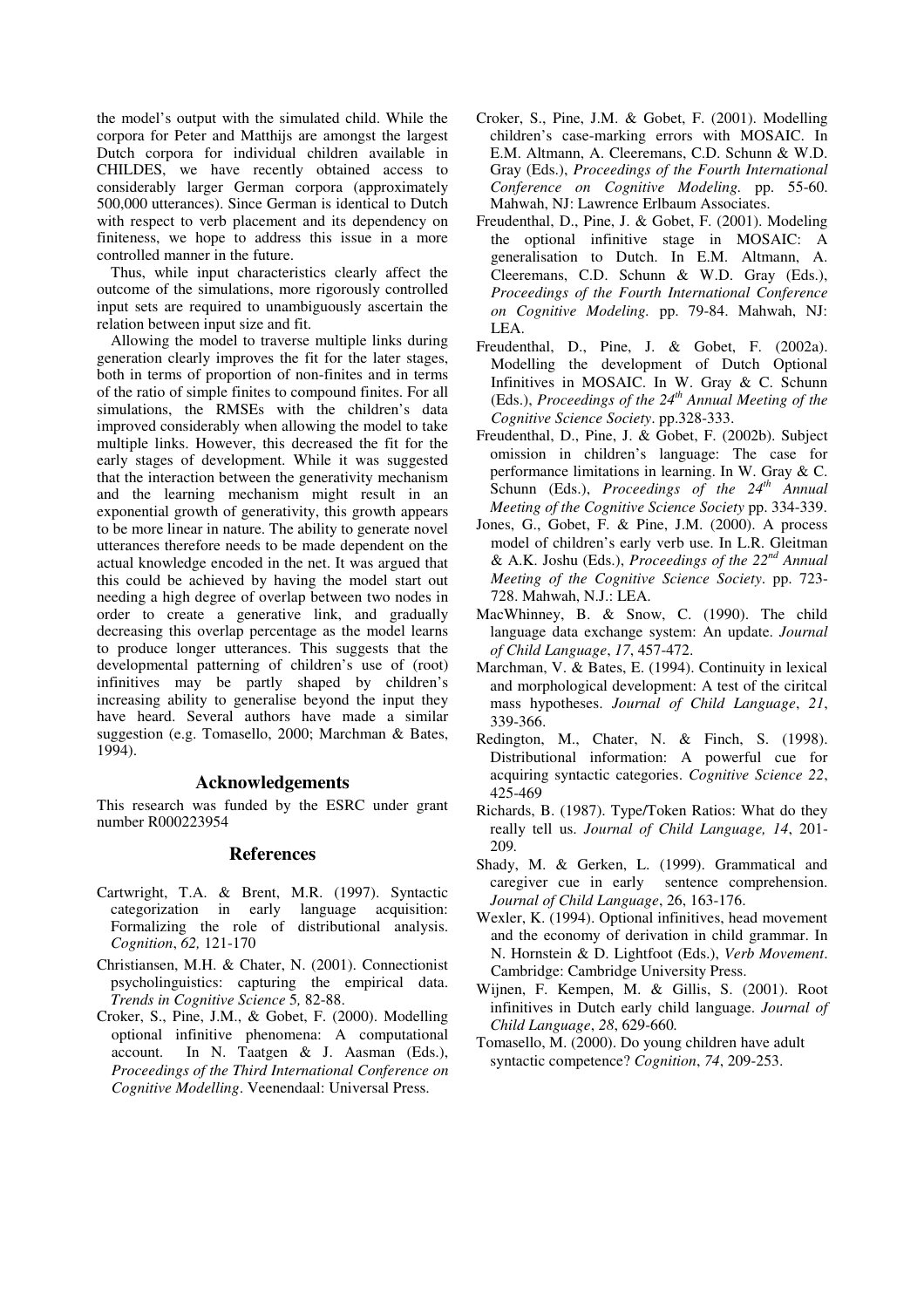the model's output with the simulated child. While the corpora for Peter and Matthijs are amongst the largest Dutch corpora for individual children available in CHILDES, we have recently obtained access to considerably larger German corpora (approximately 500,000 utterances). Since German is identical to Dutch with respect to verb placement and its dependency on finiteness, we hope to address this issue in a more controlled manner in the future.

Thus, while input characteristics clearly affect the outcome of the simulations, more rigorously controlled input sets are required to unambiguously ascertain the relation between input size and fit.

Allowing the model to traverse multiple links during generation clearly improves the fit for the later stages, both in terms of proportion of non-finites and in terms of the ratio of simple finites to compound finites. For all simulations, the RMSEs with the children's data improved considerably when allowing the model to take multiple links. However, this decreased the fit for the early stages of development. While it was suggested that the interaction between the generativity mechanism and the learning mechanism might result in an exponential growth of generativity, this growth appears to be more linear in nature. The ability to generate novel utterances therefore needs to be made dependent on the actual knowledge encoded in the net. It was argued that this could be achieved by having the model start out needing a high degree of overlap between two nodes in order to create a generative link, and gradually decreasing this overlap percentage as the model learns to produce longer utterances. This suggests that the developmental patterning of children's use of (root) infinitives may be partly shaped by children's increasing ability to generalise beyond the input they have heard. Several authors have made a similar suggestion (e.g. Tomasello, 2000; Marchman & Bates, 1994).

## Acknowledgements

This research was funded by the ESRC under grant number R000223954

## References

Cartwright, T.A. & Brent, M.R. (1997). Syntactic categorization in early language acquisition: Formalizing the role of distributional analysis. *Cognition*, *62,* 121-170

Christiansen, M.H. & Chater, N. (2001). Connectionist psycholinguistics: capturing the empirical data. *Trends in Cognitive Science* 5*,* 82-88.

Croker, S., Pine, J.M., & Gobet, F. (2000). Modelling optional infinitive phenomena: A computational account. In N. Taatgen & J. Aasman (Eds.), *Proceedings of the Third International Conference on Cognitive Modelling*. Veenendaal: Universal Press.

Croker, S., Pine, J.M. & Gobet, F. (2001). Modelling children's case-marking errors with MOSAIC. In E.M. Altmann, A. Cleeremans, C.D. Schunn & W.D. Gray (Eds.), *Proceedings of the Fourth International Conference on Cognitive Modeling.* pp. 55-60. Mahwah, NJ: Lawrence Erlbaum Associates.

Freudenthal, D., Pine, J. & Gobet, F. (2001). Modeling the optional infinitive stage in MOSAIC: A generalisation to Dutch. In E.M. Altmann, A. Cleeremans, C.D. Schunn & W.D. Gray (Eds.), *Proceedings of the Fourth International Conference on Cognitive Modeling.* pp. 79-84. Mahwah, NJ: LEA.

Freudenthal, D., Pine, J. & Gobet, F. (2002a). Modelling the development of Dutch Optional Infinitives in MOSAIC. In W. Gray & C. Schunn (Eds.), *Proceedings of the 24th Annual Meeting of the Cognitive Science Society*. pp.328-333.

Freudenthal, D., Pine, J. & Gobet, F. (2002b). Subject omission in children's language: The case for performance limitations in learning. In W. Gray & C. Schunn (Eds.), *Proceedings of the 24th Annual Meeting of the Cognitive Science Society* pp. 334-339.

Jones, G., Gobet, F. & Pine, J.M. (2000). A process model of children's early verb use. In L.R. Gleitman & A.K. Joshu (Eds.), *Proceedings of the 22nd Annual Meeting of the Cognitive Science Society*. pp. 723-728. Mahwah, N.J.: LEA.

MacWhinney, B. & Snow, C. (1990). The child language data exchange system: An update. *Journal of Child Language*, *17*, 457-472.

Marchman, V. & Bates, E. (1994). Continuity in lexical and morphological development: A test of the ciritcal mass hypotheses. *Journal of Child Language*, *21*, 339-366.

Redington, M., Chater, N. & Finch, S. (1998). Distributional information: A powerful cue for acquiring syntactic categories. *Cognitive Science 22*, 425-469

Richards, B. (1987). Type/Token Ratios: What do they really tell us. *Journal of Child Language, 14*, 201-209*.*

Shady, M. & Gerken, L. (1999). Grammatical and caregiver cue in early sentence comprehension. *Journal of Child Language*, 26, 163-176.

Wexler, K. (1994). Optional infinitives, head movement and the economy of derivation in child grammar. In N. Hornstein & D. Lightfoot (Eds.), *Verb Movement*. Cambridge: Cambridge University Press.

Wijnen, F. Kempen, M. & Gillis, S. (2001). Root infinitives in Dutch early child language. *Journal of Child Language*, *28*, 629-660*.*

Tomasello, M. (2000). Do young children have adult syntactic competence? *Cognition*, *74*, 209-253.